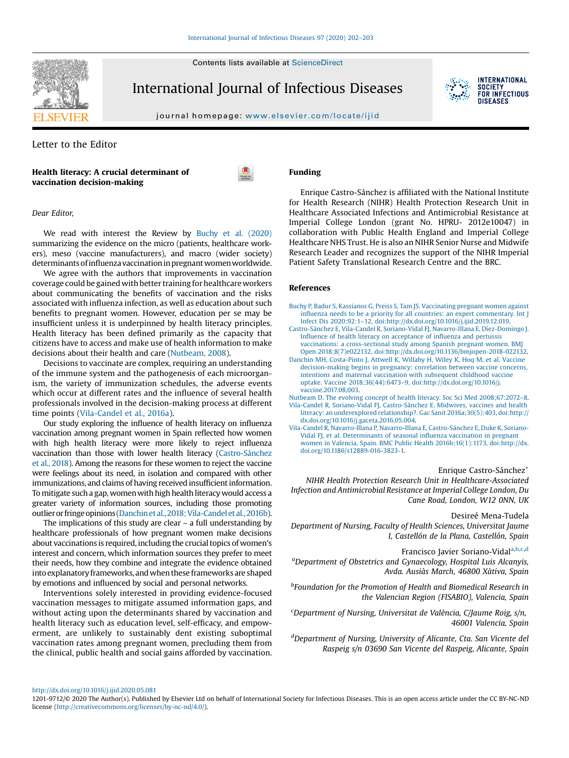Letter to the Editor

# Health literacy: A crucial determinant of vaccination decision-making

*Dear Editor,*

We read with interest the Review by Buchy et al. (2020) summarizing the evidence on the micro (patients, healthcare workers), meso (vaccine manufacturers), and macro (wider society) determinants of influenza vaccination in pregnant women worldwide.

We agree with the authors that improvements in vaccination coverage could be gained with better training for healthcare workers about communicating the benefits of vaccination and the risks associated with influenza infection, as well as education about such benefits to pregnant women. However, education per se may be insufficient unless it is underpinned by health literacy principles. Health literacy has been defined primarily as the capacity that citizens have to access and make use of health information to make decisions about their health and care (Nutbeam, 2008).

Decisions to vaccinate are complex, requiring an understanding of the immune system and the pathogenesis of each microorganism, the variety of immunization schedules, the adverse events which occur at different rates and the influence of several health professionals involved in the decision-making process at different time points (Vila-Candel et al., 2016a).

Our study exploring the influence of health literacy on influenza vaccination among pregnant women in Spain reflected how women with high health literacy were more likely to reject influenza vaccination than those with lower health literacy (Castro-Sánchez et al., 2018). Among the reasons for these women to reject the vaccine were feelings about its need, in isolation and compared with other immunizations, and claims of having received insufficient information. To mitigate such a gap, women with high health literacy would access a greater variety of information sources, including those promoting outlier or fringe opinions (Danchin et al., 2018; Vila-Candel et al., 2016b).

The implications of this study are clear – a full understanding by healthcare professionals of how pregnant women make decisions about vaccinations is required, including the crucial topics of women's interest and concern, which information sources they prefer to meet their needs, how they combine and integrate the evidence obtained into explanatory frameworks, and when these frameworks are shaped by emotions and influenced by social and personal networks.

Interventions solely interested in providing evidence-focused vaccination messages to mitigate assumed information gaps, and without acting upon the determinants shared by vaccination and health literacy such as education level, self-efficacy, and empowerment, are unlikely to sustainably dent existing suboptimal vaccination rates among pregnant women, precluding them from the clinical, public health and social gains afforded by vaccination.

## Funding

Enrique Castro-Sánchez is affiliated with the National Institute for Health Research (NIHR) Health Protection Research Unit in Healthcare Associated Infections and Antimicrobial Resistance at Imperial College London (grant No. HPRU- 2012e10047) in collaboration with Public Health England and Imperial College Healthcare NHS Trust. He is also an NIHR Senior Nurse and Midwife Research Leader and recognizes the support of the NIHR Imperial Patient Safety Translational Research Centre and the BRC.

## References

Buchy P, Badur S, Kassianos G, Preiss S, Tam JS. Vaccinating pregnant women against influenza needs to be a priority for all countries: an expert commentary. Int J Infect Dis 2020;92:1–12, doi:http://dx.doi.org/10.1016/j.ijid.2019.12.019.

Castro-Sánchez E, Vila-Candel R, Soriano-Vidal FJ, Navarro-Illana E, Díez-Domingo J. Influence of health literacy on acceptance of influenza and pertussis vaccinations: a cross-sectional study among Spanish pregnant women. BMJ Open 2018;8(7)e022132, doi:http://dx.doi.org/10.1136/bmjopen-2018-022132.

Danchin MH, Costa-Pinto J, Attwell K, Willaby H, Wiley K, Hoq M, et al. Vaccine decision-making begins in pregnancy: correlation between vaccine concerns, intentions and maternal vaccination with subsequent childhood vaccine uptake. Vaccine 2018;36(44):6473–9, doi:http://dx.doi.org/10.1016/j.vaccine.2017.08.003.

Nutbeam D. The evolving concept of health literacy. Soc Sci Med 2008;67:2072–8.

Vila-Candel R, Soriano-Vidal FJ, Castro-Sánchez E. Midwives, vaccines and health literacy: an underexplored relationship?. Gac Sanit 2016a;30(5):403, doi:http://dx.doi.org/10.1016/j.gaceta.2016.05.004.

Vila-Candel R, Navarro-Illana P, Navarro-Illana E, Castro-Sánchez E, Duke K, Soriano-Vidal FJ, et al. Determinants of seasonal influenza vaccination in pregnant women in Valencia, Spain. BMC Public Health 2016b;16(1):1173, doi:http://dx.doi.org/10.1186/s12889-016-3823-1.

Enrique Castro-Sánchez*

*NIHR Health Protection Research Unit in Healthcare-Associated Infection and Antimicrobial Resistance at Imperial College London, Du Cane Road, London, W12 0NN, UK*

Desireé Mena-Tudela

*Department of Nursing, Faculty of Health Sciences, Universitat Jaume I, Castellón de la Plana, Castellón, Spain*

Francisco Javier Soriano-Vidal[a,b,c,d]

[a] *Department of Obstetrics and Gynaecology, Hospital Luis Alcanyis, Avda. Ausiàs March, 46800 Xàtiva, Spain*

[b] *Foundation for the Promotion of Health and Biomedical Research in the Valencian Region (FISABIO), Valencia, Spain*

[c] *Department of Nursing, Universitat de València, C/Jaume Roig, s/n, 46001 Valencia, Spain*

[d] *Department of Nursing, University of Alicante, Cta. San Vicente del Raspeig s/n 03690 San Vicente del Raspeig, Alicante, Spain*

http://dx.doi.org/10.1016/j.ijid.2020.05.081

1201-9712/© 2020 The Author(s). Published by Elsevier Ltd on behalf of International Society for Infectious Diseases. This is an open access article under the CC BY-NC-ND license (http://creativecommons.org/licenses/by-nc-nd/4.0/).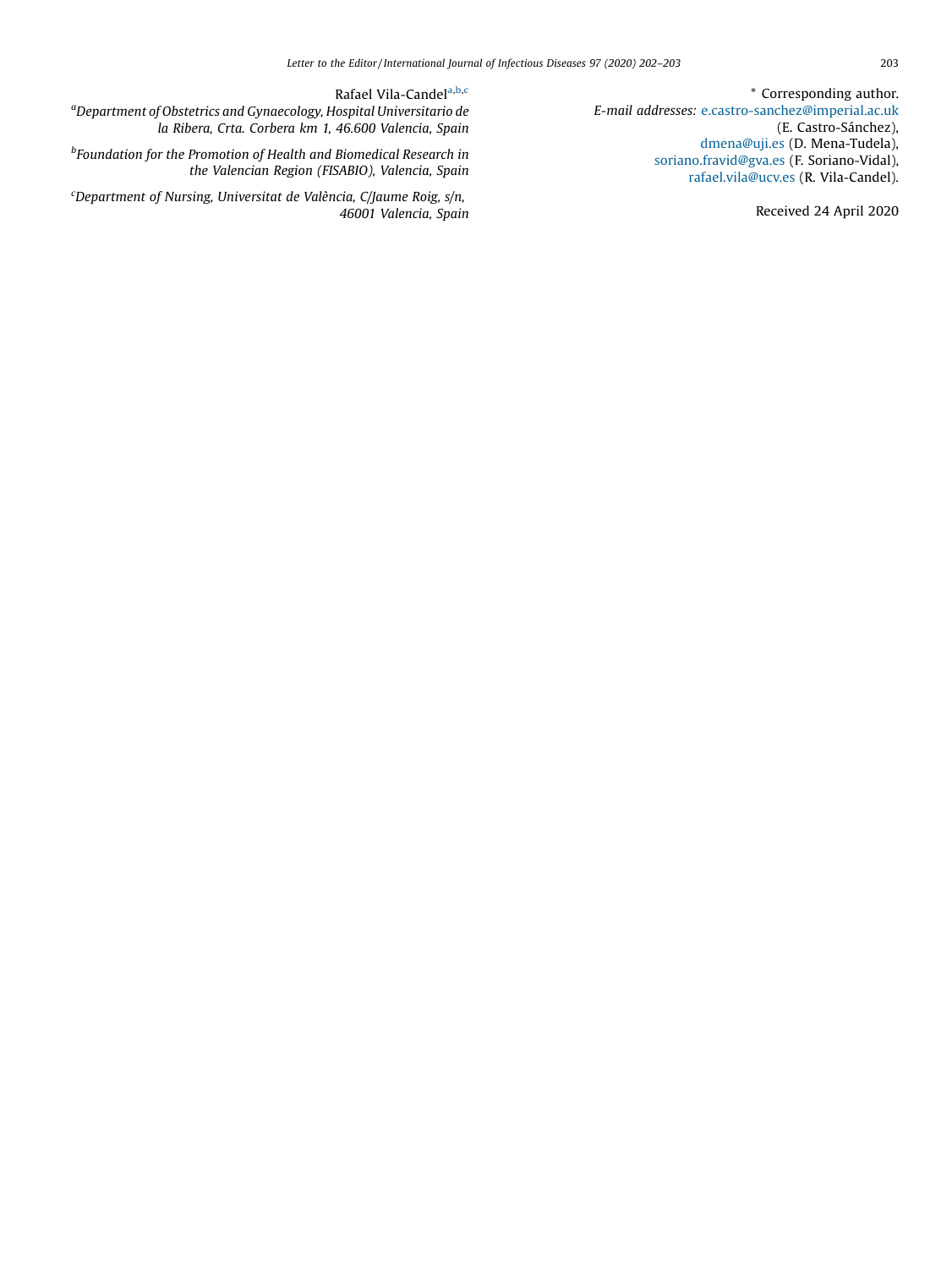Rafael Vila-Candel[a,b,c]

[a]*Department of Obstetrics and Gynaecology, Hospital Universitario de la Ribera, Crta. Corbera km 1, 46.600 Valencia, Spain*

[b]*Foundation for the Promotion of Health and Biomedical Research in the Valencian Region (FISABIO), Valencia, Spain*

[c]*Department of Nursing, Universitat de València, C/Jaume Roig, s/n, 46001 Valencia, Spain*

\* Corresponding author.

*E-mail addresses:* e.castro-sanchez@imperial.ac.uk (E. Castro-Sánchez), dmena@uji.es (D. Mena-Tudela), soriano.fravid@gva.es (F. Soriano-Vidal), rafael.vila@ucv.es (R. Vila-Candel).

Received 24 April 2020